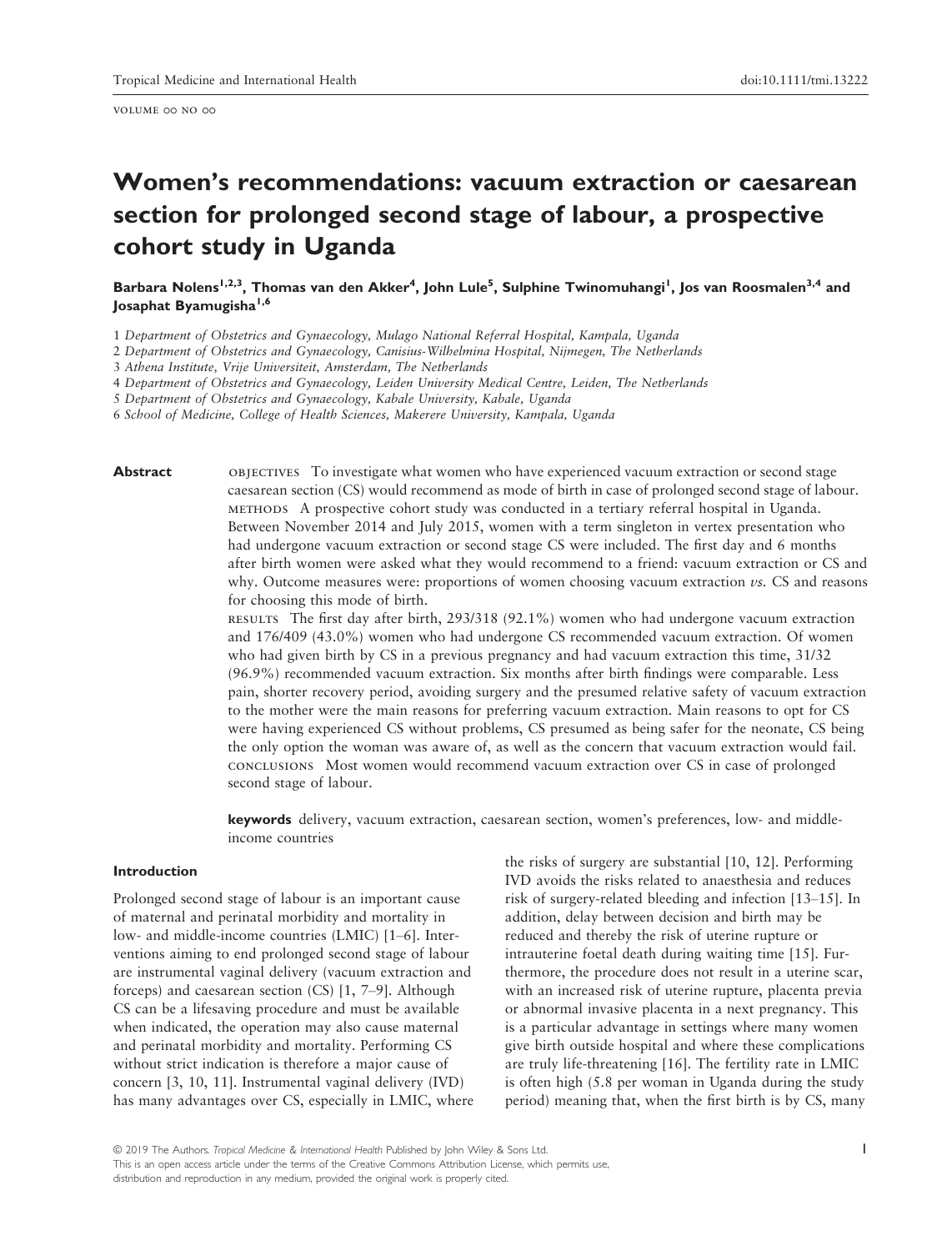# Women's recommendations: vacuum extraction or caesarean section for prolonged second stage of labour, a prospective cohort study in Uganda

**Barbara Nolens[1,2,3], Thomas van den Akker[4], John Lule[5], Sulphine Twinomuhangi[1], Jos van Roosmalen[3,4] and Josaphat Byamugisha[1,6]**

1 *Department of Obstetrics and Gynaecology, Mulago National Referral Hospital, Kampala, Uganda*
2 *Department of Obstetrics and Gynaecology, Canisius-Wilhelmina Hospital, Nijmegen, The Netherlands*
3 *Athena Institute, Vrije Universiteit, Amsterdam, The Netherlands*
4 *Department of Obstetrics and Gynaecology, Leiden University Medical Centre, Leiden, The Netherlands*
5 *Department of Obstetrics and Gynaecology, Kabale University, Kabale, Uganda*
6 *School of Medicine, College of Health Sciences, Makerere University, Kampala, Uganda*

**Abstract**

OBJECTIVES To investigate what women who have experienced vacuum extraction or second stage caesarean section (CS) would recommend as mode of birth in case of prolonged second stage of labour.

METHODS A prospective cohort study was conducted in a tertiary referral hospital in Uganda. Between November 2014 and July 2015, women with a term singleton in vertex presentation who had undergone vacuum extraction or second stage CS were included. The first day and 6 months after birth women were asked what they would recommend to a friend: vacuum extraction or CS and why. Outcome measures were: proportions of women choosing vacuum extraction *vs.* CS and reasons for choosing this mode of birth.

RESULTS The first day after birth, 293/318 (92.1%) women who had undergone vacuum extraction and 176/409 (43.0%) women who had undergone CS recommended vacuum extraction. Of women who had given birth by CS in a previous pregnancy and had vacuum extraction this time, 31/32 (96.9%) recommended vacuum extraction. Six months after birth findings were comparable. Less pain, shorter recovery period, avoiding surgery and the presumed relative safety of vacuum extraction to the mother were the main reasons for preferring vacuum extraction. Main reasons to opt for CS were having experienced CS without problems, CS presumed as being safer for the neonate, CS being the only option the woman was aware of, as well as the concern that vacuum extraction would fail.

CONCLUSIONS Most women would recommend vacuum extraction over CS in case of prolonged second stage of labour.

**keywords** delivery, vacuum extraction, caesarean section, women's preferences, low- and middle-income countries

#### Introduction

Prolonged second stage of labour is an important cause of maternal and perinatal morbidity and mortality in low- and middle-income countries (LMIC) [1–6]. Interventions aiming to end prolonged second stage of labour are instrumental vaginal delivery (vacuum extraction and forceps) and caesarean section (CS) [1, 7–9]. Although CS can be a lifesaving procedure and must be available when indicated, the operation may also cause maternal and perinatal morbidity and mortality. Performing CS without strict indication is therefore a major cause of concern [3, 10, 11]. Instrumental vaginal delivery (IVD) has many advantages over CS, especially in LMIC, where the risks of surgery are substantial [10, 12]. Performing IVD avoids the risks related to anaesthesia and reduces risk of surgery-related bleeding and infection [13–15]. In addition, delay between decision and birth may be reduced and thereby the risk of uterine rupture or intrauterine foetal death during waiting time [15]. Furthermore, the procedure does not result in a uterine scar, with an increased risk of uterine rupture, placenta previa or abnormal invasive placenta in a next pregnancy. This is a particular advantage in settings where many women give birth outside hospital and where these complications are truly life-threatening [16]. The fertility rate in LMIC is often high (5.8 per woman in Uganda during the study period) meaning that, when the first birth is by CS, many

© 2019 The Authors. *Tropical Medicine & International Health* Published by John Wiley & Sons Ltd.
This is an open access article under the terms of the Creative Commons Attribution License, which permits use, distribution and reproduction in any medium, provided the original work is properly cited.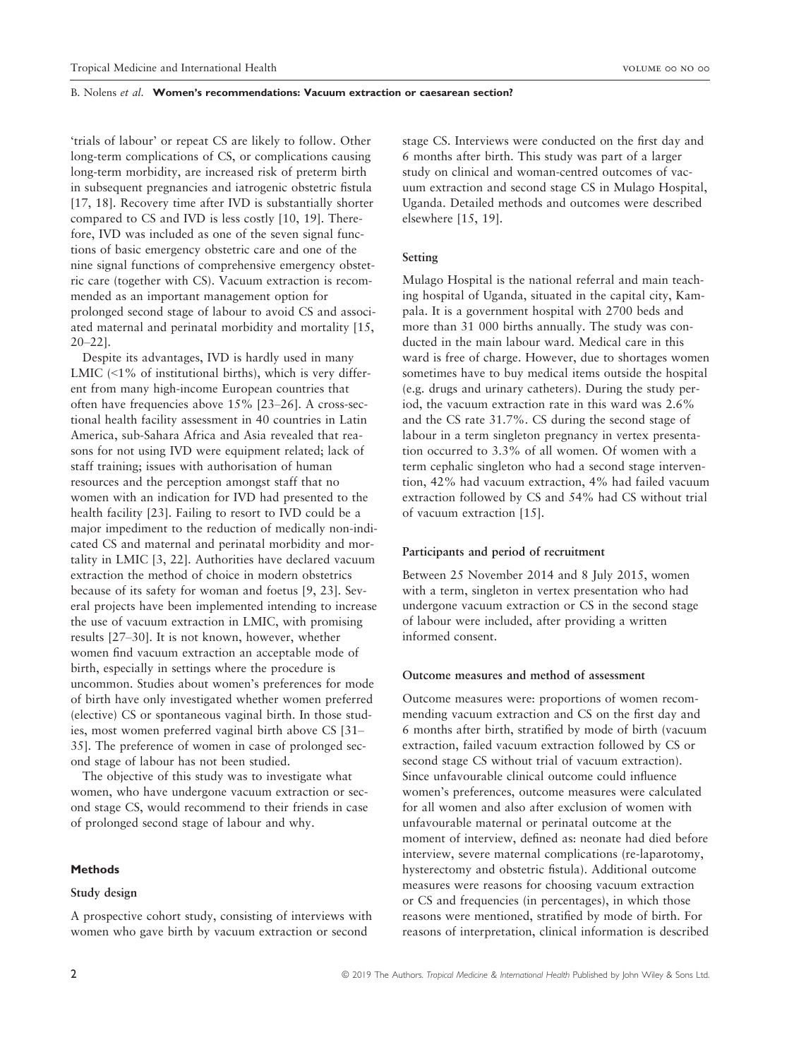'trials of labour' or repeat CS are likely to follow. Other long-term complications of CS, or complications causing long-term morbidity, are increased risk of preterm birth in subsequent pregnancies and iatrogenic obstetric fistula [17, 18]. Recovery time after IVD is substantially shorter compared to CS and IVD is less costly [10, 19]. Therefore, IVD was included as one of the seven signal functions of basic emergency obstetric care and one of the nine signal functions of comprehensive emergency obstetric care (together with CS). Vacuum extraction is recommended as an important management option for prolonged second stage of labour to avoid CS and associated maternal and perinatal morbidity and mortality [15, 20–22].

Despite its advantages, IVD is hardly used in many LMIC (<1% of institutional births), which is very different from many high-income European countries that often have frequencies above 15% [23–26]. A cross-sectional health facility assessment in 40 countries in Latin America, sub-Sahara Africa and Asia revealed that reasons for not using IVD were equipment related; lack of staff training; issues with authorisation of human resources and the perception amongst staff that no women with an indication for IVD had presented to the health facility [23]. Failing to resort to IVD could be a major impediment to the reduction of medically non-indicated CS and maternal and perinatal morbidity and mortality in LMIC [3, 22]. Authorities have declared vacuum extraction the method of choice in modern obstetrics because of its safety for woman and foetus [9, 23]. Several projects have been implemented intending to increase the use of vacuum extraction in LMIC, with promising results [27–30]. It is not known, however, whether women find vacuum extraction an acceptable mode of birth, especially in settings where the procedure is uncommon. Studies about women's preferences for mode of birth have only investigated whether women preferred (elective) CS or spontaneous vaginal birth. In those studies, most women preferred vaginal birth above CS [31–35]. The preference of women in case of prolonged second stage of labour has not been studied.

The objective of this study was to investigate what women, who have undergone vacuum extraction or second stage CS, would recommend to their friends in case of prolonged second stage of labour and why.

## Methods

### Study design

A prospective cohort study, consisting of interviews with women who gave birth by vacuum extraction or second stage CS. Interviews were conducted on the first day and 6 months after birth. This study was part of a larger study on clinical and woman-centred outcomes of vacuum extraction and second stage CS in Mulago Hospital, Uganda. Detailed methods and outcomes were described elsewhere [15, 19].

### Setting

Mulago Hospital is the national referral and main teaching hospital of Uganda, situated in the capital city, Kampala. It is a government hospital with 2700 beds and more than 31 000 births annually. The study was conducted in the main labour ward. Medical care in this ward is free of charge. However, due to shortages women sometimes have to buy medical items outside the hospital (e.g. drugs and urinary catheters). During the study period, the vacuum extraction rate in this ward was 2.6% and the CS rate 31.7%. CS during the second stage of labour in a term singleton pregnancy in vertex presentation occurred to 3.3% of all women. Of women with a term cephalic singleton who had a second stage intervention, 42% had vacuum extraction, 4% had failed vacuum extraction followed by CS and 54% had CS without trial of vacuum extraction [15].

### Participants and period of recruitment

Between 25 November 2014 and 8 July 2015, women with a term, singleton in vertex presentation who had undergone vacuum extraction or CS in the second stage of labour were included, after providing a written informed consent.

### Outcome measures and method of assessment

Outcome measures were: proportions of women recommending vacuum extraction and CS on the first day and 6 months after birth, stratified by mode of birth (vacuum extraction, failed vacuum extraction followed by CS or second stage CS without trial of vacuum extraction). Since unfavourable clinical outcome could influence women's preferences, outcome measures were calculated for all women and also after exclusion of women with unfavourable maternal or perinatal outcome at the moment of interview, defined as: neonate had died before interview, severe maternal complications (re-laparotomy, hysterectomy and obstetric fistula). Additional outcome measures were reasons for choosing vacuum extraction or CS and frequencies (in percentages), in which those reasons were mentioned, stratified by mode of birth. For reasons of interpretation, clinical information is described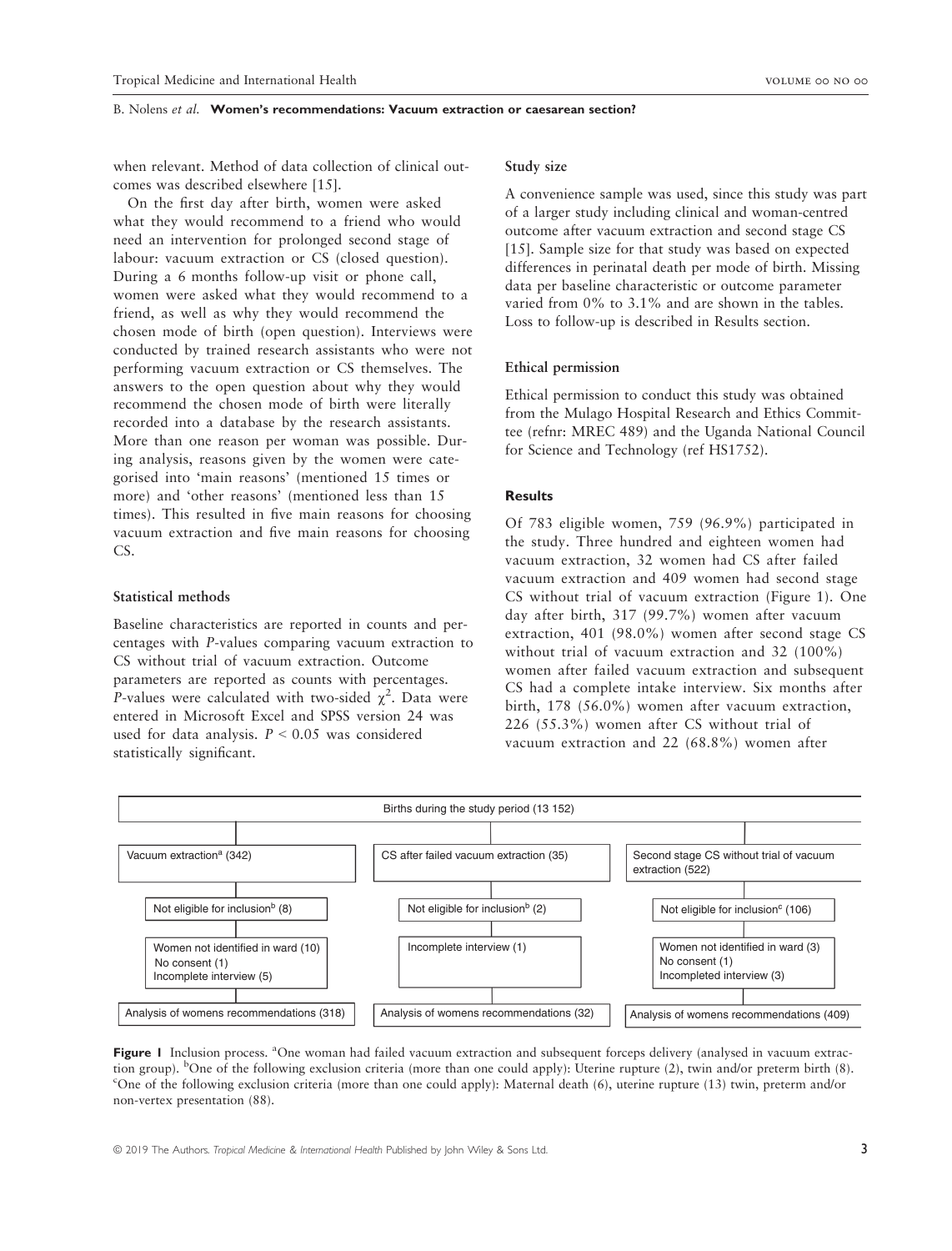when relevant. Method of data collection of clinical outcomes was described elsewhere [15].

On the first day after birth, women were asked what they would recommend to a friend who would need an intervention for prolonged second stage of labour: vacuum extraction or CS (closed question). During a 6 months follow-up visit or phone call, women were asked what they would recommend to a friend, as well as why they would recommend the chosen mode of birth (open question). Interviews were conducted by trained research assistants who were not performing vacuum extraction or CS themselves. The answers to the open question about why they would recommend the chosen mode of birth were literally recorded into a database by the research assistants. More than one reason per woman was possible. During analysis, reasons given by the women were categorised into 'main reasons' (mentioned 15 times or more) and 'other reasons' (mentioned less than 15 times). This resulted in five main reasons for choosing vacuum extraction and five main reasons for choosing CS.

### Statistical methods

Baseline characteristics are reported in counts and percentages with *P*-values comparing vacuum extraction to CS without trial of vacuum extraction. Outcome parameters are reported as counts with percentages. *P*-values were calculated with two-sided $\chi^2$. Data were entered in Microsoft Excel and SPSS version 24 was used for data analysis. $P < 0.05$ was considered statistically significant.

### Study size

A convenience sample was used, since this study was part of a larger study including clinical and woman-centred outcome after vacuum extraction and second stage CS [15]. Sample size for that study was based on expected differences in perinatal death per mode of birth. Missing data per baseline characteristic or outcome parameter varied from 0% to 3.1% and are shown in the tables. Loss to follow-up is described in Results section.

### Ethical permission

Ethical permission to conduct this study was obtained from the Mulago Hospital Research and Ethics Committee (refnr: MREC 489) and the Uganda National Council for Science and Technology (ref HS1752).

## Results

Of 783 eligible women, 759 (96.9%) participated in the study. Three hundred and eighteen women had vacuum extraction, 32 women had CS after failed vacuum extraction and 409 women had second stage CS without trial of vacuum extraction (Figure 1). One day after birth, 317 (99.7%) women after vacuum extraction, 401 (98.0%) women after second stage CS without trial of vacuum extraction and 32 (100%) women after failed vacuum extraction and subsequent CS had a complete intake interview. Six months after birth, 178 (56.0%) women after vacuum extraction, 226 (55.3%) women after CS without trial of vacuum extraction and 22 (68.8%) women after

Births during the study period (13 152)

| Vacuum extraction[a] (342) | CS after failed vacuum extraction (35) | Second stage CS without trial of vacuum extraction (522) |
|---|---|---|
| Not eligible for inclusion[b] (8) | Not eligible for inclusion[b] (2) | Not eligible for inclusion[c] (106) |
| Women not identified in ward (10)<br>No consent (1)<br>Incomplete interview (5) | Incomplete interview (1) | Women not identified in ward (3)<br>No consent (1)<br>Incompleted interview (3) |
| Analysis of womens recommendations (318) | Analysis of womens recommendations (32) | Analysis of womens recommendations (409) |

**Figure 1** Inclusion process. [a]One woman had failed vacuum extraction and subsequent forceps delivery (analysed in vacuum extraction group). [b]One of the following exclusion criteria (more than one could apply): Uterine rupture (2), twin and/or preterm birth (8). [c]One of the following exclusion criteria (more than one could apply): Maternal death (6), uterine rupture (13) twin, preterm and/or non-vertex presentation (88).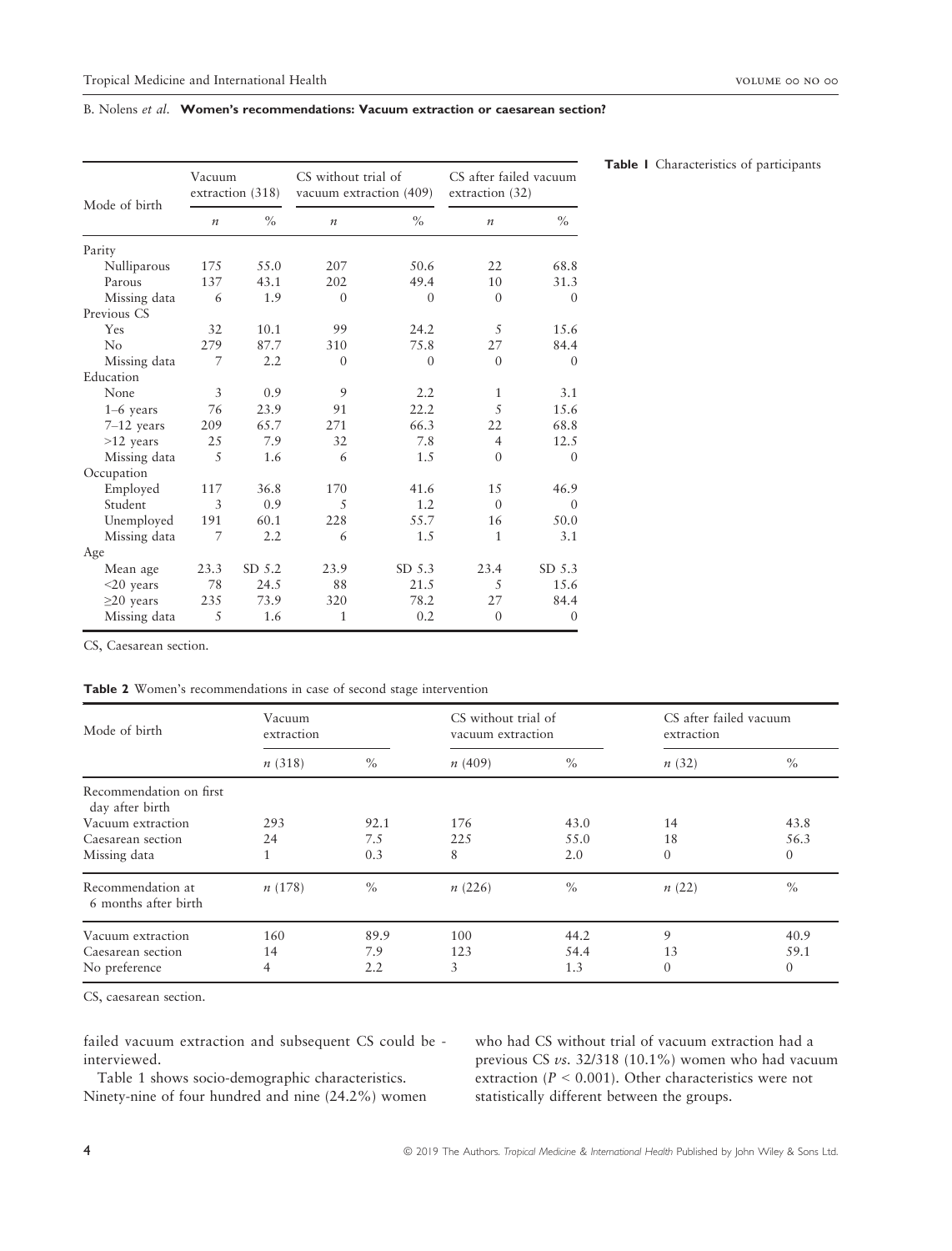**Table 1** Characteristics of participants

| Mode of birth | Vacuum extraction (318) | | CS without trial of vacuum extraction (409) | | CS after failed vacuum extraction (32) | |
|---|---|---|---|---|---|---|
| | *n* | % | *n* | % | *n* | % |
| Parity | | | | | | |
| Nulliparous | 175 | 55.0 | 207 | 50.6 | 22 | 68.8 |
| Parous | 137 | 43.1 | 202 | 49.4 | 10 | 31.3 |
| Missing data | 6 | 1.9 | 0 | 0 | 0 | 0 |
| Previous CS | | | | | | |
| Yes | 32 | 10.1 | 99 | 24.2 | 5 | 15.6 |
| No | 279 | 87.7 | 310 | 75.8 | 27 | 84.4 |
| Missing data | 7 | 2.2 | 0 | 0 | 0 | 0 |
| Education | | | | | | |
| None | 3 | 0.9 | 9 | 2.2 | 1 | 3.1 |
| 1–6 years | 76 | 23.9 | 91 | 22.2 | 5 | 15.6 |
| 7–12 years | 209 | 65.7 | 271 | 66.3 | 22 | 68.8 |
| >12 years | 25 | 7.9 | 32 | 7.8 | 4 | 12.5 |
| Missing data | 5 | 1.6 | 6 | 1.5 | 0 | 0 |
| Occupation | | | | | | |
| Employed | 117 | 36.8 | 170 | 41.6 | 15 | 46.9 |
| Student | 3 | 0.9 | 5 | 1.2 | 0 | 0 |
| Unemployed | 191 | 60.1 | 228 | 55.7 | 16 | 50.0 |
| Missing data | 7 | 2.2 | 6 | 1.5 | 1 | 3.1 |
| Age | | | | | | |
| Mean age | 23.3 | SD 5.2 | 23.9 | SD 5.3 | 23.4 | SD 5.3 |
| <20 years | 78 | 24.5 | 88 | 21.5 | 5 | 15.6 |
| ≥20 years | 235 | 73.9 | 320 | 78.2 | 27 | 84.4 |
| Missing data | 5 | 1.6 | 1 | 0.2 | 0 | 0 |

CS, Caesarean section.

**Table 2** Women's recommendations in case of second stage intervention

| Mode of birth | Vacuum extraction | | CS without trial of vacuum extraction | | CS after failed vacuum extraction | |
|---|---|---|---|---|---|---|
| | *n* (318) | % | *n* (409) | % | *n* (32) | % |
| Recommendation on first day after birth | | | | | | |
| Vacuum extraction | 293 | 92.1 | 176 | 43.0 | 14 | 43.8 |
| Caesarean section | 24 | 7.5 | 225 | 55.0 | 18 | 56.3 |
| Missing data | 1 | 0.3 | 8 | 2.0 | 0 | 0 |
| Recommendation at 6 months after birth | *n* (178) | % | *n* (226) | % | *n* (22) | % |
| Vacuum extraction | 160 | 89.9 | 100 | 44.2 | 9 | 40.9 |
| Caesarean section | 14 | 7.9 | 123 | 54.4 | 13 | 59.1 |
| No preference | 4 | 2.2 | 3 | 1.3 | 0 | 0 |

CS, caesarean section.

failed vacuum extraction and subsequent CS could be - interviewed.

Table 1 shows socio-demographic characteristics. Ninety-nine of four hundred and nine (24.2%) women who had CS without trial of vacuum extraction had a previous CS *vs.* 32/318 (10.1%) women who had vacuum extraction ($P < 0.001$). Other characteristics were not statistically different between the groups.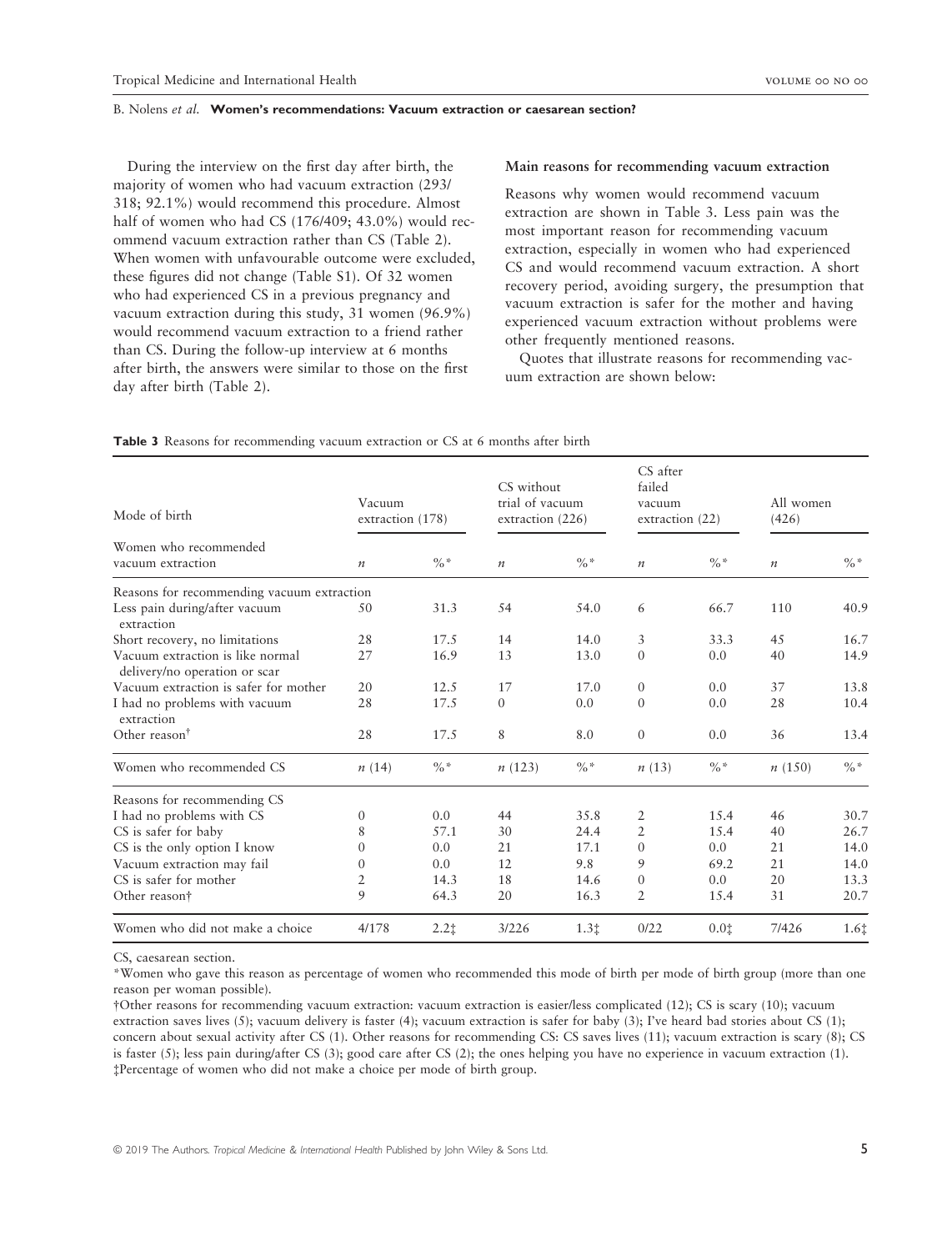During the interview on the first day after birth, the majority of women who had vacuum extraction (293/318; 92.1%) would recommend this procedure. Almost half of women who had CS (176/409; 43.0%) would recommend vacuum extraction rather than CS (Table 2). When women with unfavourable outcome were excluded, these figures did not change (Table S1). Of 32 women who had experienced CS in a previous pregnancy and vacuum extraction during this study, 31 women (96.9%) would recommend vacuum extraction to a friend rather than CS. During the follow-up interview at 6 months after birth, the answers were similar to those on the first day after birth (Table 2).

### Main reasons for recommending vacuum extraction

Reasons why women would recommend vacuum extraction are shown in Table 3. Less pain was the most important reason for recommending vacuum extraction, especially in women who had experienced CS and would recommend vacuum extraction. A short recovery period, avoiding surgery, the presumption that vacuum extraction is safer for the mother and having experienced vacuum extraction without problems were other frequently mentioned reasons.

Quotes that illustrate reasons for recommending vacuum extraction are shown below:

**Table 3** Reasons for recommending vacuum extraction or CS at 6 months after birth

| Mode of birth | Vacuum extraction (178) | | CS without trial of vacuum extraction (226) | | CS after failed vacuum extraction (22) | | All women (426) | |
|---|---|---|---|---|---|---|---|---|
| Women who recommended vacuum extraction | *n* | %* | *n* | %* | *n* | %* | *n* | %* |
| Reasons for recommending vacuum extraction | | | | | | | | |
| Less pain during/after vacuum extraction | 50 | 31.3 | 54 | 54.0 | 6 | 66.7 | 110 | 40.9 |
| Short recovery, no limitations | 28 | 17.5 | 14 | 14.0 | 3 | 33.3 | 45 | 16.7 |
| Vacuum extraction is like normal delivery/no operation or scar | 27 | 16.9 | 13 | 13.0 | 0 | 0.0 | 40 | 14.9 |
| Vacuum extraction is safer for mother | 20 | 12.5 | 17 | 17.0 | 0 | 0.0 | 37 | 13.8 |
| I had no problems with vacuum extraction | 28 | 17.5 | 0 | 0.0 | 0 | 0.0 | 28 | 10.4 |
| Other reason[†] | 28 | 17.5 | 8 | 8.0 | 0 | 0.0 | 36 | 13.4 |
| Women who recommended CS | *n* (14) | %* | *n* (123) | %* | *n* (13) | %* | *n* (150) | %* |
| Reasons for recommending CS | | | | | | | | |
| I had no problems with CS | 0 | 0.0 | 44 | 35.8 | 2 | 15.4 | 46 | 30.7 |
| CS is safer for baby | 8 | 57.1 | 30 | 24.4 | 2 | 15.4 | 40 | 26.7 |
| CS is the only option I know | 0 | 0.0 | 21 | 17.1 | 0 | 0.0 | 21 | 14.0 |
| Vacuum extraction may fail | 0 | 0.0 | 12 | 9.8 | 9 | 69.2 | 21 | 14.0 |
| CS is safer for mother | 2 | 14.3 | 18 | 14.6 | 0 | 0.0 | 20 | 13.3 |
| Other reason[†] | 9 | 64.3 | 20 | 16.3 | 2 | 15.4 | 31 | 20.7 |
| Women who did not make a choice | 4/178 | 2.2[‡] | 3/226 | 1.3[‡] | 0/22 | 0.0[‡] | 7/426 | 1.6[‡] |

CS, caesarean section.

*Women who gave this reason as percentage of women who recommended this mode of birth per mode of birth group (more than one reason per woman possible).

†Other reasons for recommending vacuum extraction: vacuum extraction is easier/less complicated (12); CS is scary (10); vacuum extraction saves lives (5); vacuum delivery is faster (4); vacuum extraction is safer for baby (3); I've heard bad stories about CS (1); concern about sexual activity after CS (1). Other reasons for recommending CS: CS saves lives (11); vacuum extraction is scary (8); CS is faster (5); less pain during/after CS (3); good care after CS (2); the ones helping you have no experience in vacuum extraction (1).

‡Percentage of women who did not make a choice per mode of birth group.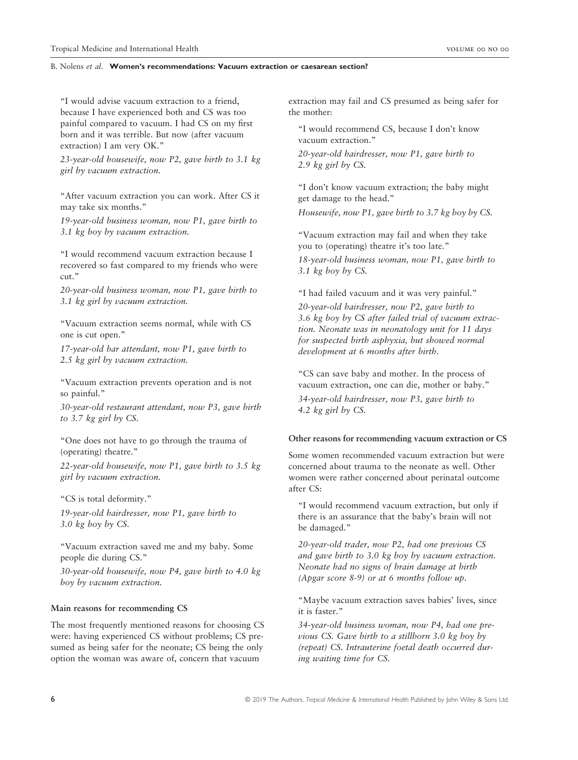"I would advise vacuum extraction to a friend, because I have experienced both and CS was too painful compared to vacuum. I had CS on my first born and it was terrible. But now (after vacuum extraction) I am very OK."

*23-year-old housewife, now P2, gave birth to 3.1 kg girl by vacuum extraction.*

"After vacuum extraction you can work. After CS it may take six months."

*19-year-old business woman, now P1, gave birth to 3.1 kg boy by vacuum extraction.*

"I would recommend vacuum extraction because I recovered so fast compared to my friends who were cut."

*20-year-old business woman, now P1, gave birth to 3.1 kg girl by vacuum extraction.*

"Vacuum extraction seems normal, while with CS one is cut open."

*17-year-old bar attendant, now P1, gave birth to 2.5 kg girl by vacuum extraction.*

"Vacuum extraction prevents operation and is not so painful."

*30-year-old restaurant attendant, now P3, gave birth to 3.7 kg girl by CS.*

"One does not have to go through the trauma of (operating) theatre."

*22-year-old housewife, now P1, gave birth to 3.5 kg girl by vacuum extraction.*

"CS is total deformity."

*19-year-old hairdresser, now P1, gave birth to 3.0 kg boy by CS.*

"Vacuum extraction saved me and my baby. Some people die during CS."

*30-year-old housewife, now P4, gave birth to 4.0 kg boy by vacuum extraction.*

#### Main reasons for recommending CS

The most frequently mentioned reasons for choosing CS were: having experienced CS without problems; CS presumed as being safer for the neonate; CS being the only option the woman was aware of, concern that vacuum extraction may fail and CS presumed as being safer for the mother:

"I would recommend CS, because I don't know vacuum extraction."

*20-year-old hairdresser, now P1, gave birth to 2.9 kg girl by CS.*

"I don't know vacuum extraction; the baby might get damage to the head."

*Housewife, now P1, gave birth to 3.7 kg boy by CS.*

"Vacuum extraction may fail and when they take you to (operating) theatre it's too late."

*18-year-old business woman, now P1, gave birth to 3.1 kg boy by CS.*

"I had failed vacuum and it was very painful."

*20-year-old hairdresser, now P2, gave birth to 3.6 kg boy by CS after failed trial of vacuum extraction. Neonate was in neonatology unit for 11 days for suspected birth asphyxia, but showed normal development at 6 months after birth.*

"CS can save baby and mother. In the process of vacuum extraction, one can die, mother or baby."

*34-year-old hairdresser, now P3, gave birth to 4.2 kg girl by CS.*

#### Other reasons for recommending vacuum extraction or CS

Some women recommended vacuum extraction but were concerned about trauma to the neonate as well. Other women were rather concerned about perinatal outcome after CS:

"I would recommend vacuum extraction, but only if there is an assurance that the baby's brain will not be damaged."

*20-year-old trader, now P2, had one previous CS and gave birth to 3.0 kg boy by vacuum extraction. Neonate had no signs of brain damage at birth (Apgar score 8-9) or at 6 months follow up.*

"Maybe vacuum extraction saves babies' lives, since it is faster."

*34-year-old business woman, now P4, had one previous CS. Gave birth to a stillborn 3.0 kg boy by (repeat) CS. Intrauterine foetal death occurred during waiting time for CS.*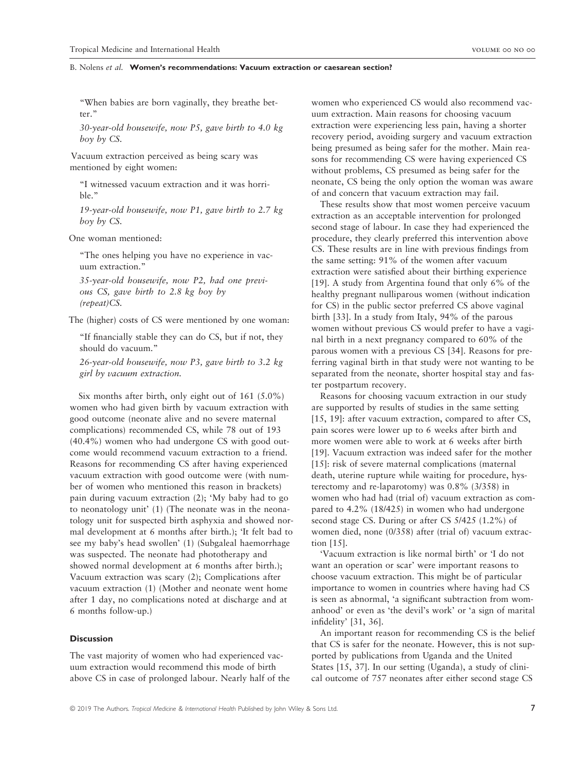"When babies are born vaginally, they breathe better."

*30-year-old housewife, now P5, gave birth to 4.0 kg boy by CS.*

Vacuum extraction perceived as being scary was mentioned by eight women:

"I witnessed vacuum extraction and it was horrible."

*19-year-old housewife, now P1, gave birth to 2.7 kg boy by CS.*

One woman mentioned:

"The ones helping you have no experience in vacuum extraction."

*35-year-old housewife, now P2, had one previous CS, gave birth to 2.8 kg boy by (repeat)CS.*

The (higher) costs of CS were mentioned by one woman:

"If financially stable they can do CS, but if not, they should do vacuum."

*26-year-old housewife, now P3, gave birth to 3.2 kg girl by vacuum extraction.*

Six months after birth, only eight out of 161 (5.0%) women who had given birth by vacuum extraction with good outcome (neonate alive and no severe maternal complications) recommended CS, while 78 out of 193 (40.4%) women who had undergone CS with good outcome would recommend vacuum extraction to a friend. Reasons for recommending CS after having experienced vacuum extraction with good outcome were (with number of women who mentioned this reason in brackets) pain during vacuum extraction (2); 'My baby had to go to neonatology unit' (1) (The neonate was in the neonatology unit for suspected birth asphyxia and showed normal development at 6 months after birth.); 'It felt bad to see my baby's head swollen' (1) (Subgaleal haemorrhage was suspected. The neonate had phototherapy and showed normal development at 6 months after birth.); Vacuum extraction was scary (2); Complications after vacuum extraction (1) (Mother and neonate went home after 1 day, no complications noted at discharge and at 6 months follow-up.)

## Discussion

The vast majority of women who had experienced vacuum extraction would recommend this mode of birth above CS in case of prolonged labour. Nearly half of the women who experienced CS would also recommend vacuum extraction. Main reasons for choosing vacuum extraction were experiencing less pain, having a shorter recovery period, avoiding surgery and vacuum extraction being presumed as being safer for the mother. Main reasons for recommending CS were having experienced CS without problems, CS presumed as being safer for the neonate, CS being the only option the woman was aware of and concern that vacuum extraction may fail.

These results show that most women perceive vacuum extraction as an acceptable intervention for prolonged second stage of labour. In case they had experienced the procedure, they clearly preferred this intervention above CS. These results are in line with previous findings from the same setting: 91% of the women after vacuum extraction were satisfied about their birthing experience [19]. A study from Argentina found that only 6% of the healthy pregnant nulliparous women (without indication for CS) in the public sector preferred CS above vaginal birth [33]. In a study from Italy, 94% of the parous women without previous CS would prefer to have a vaginal birth in a next pregnancy compared to 60% of the parous women with a previous CS [34]. Reasons for preferring vaginal birth in that study were not wanting to be separated from the neonate, shorter hospital stay and faster postpartum recovery.

Reasons for choosing vacuum extraction in our study are supported by results of studies in the same setting [15, 19]: after vacuum extraction, compared to after CS, pain scores were lower up to 6 weeks after birth and more women were able to work at 6 weeks after birth [19]. Vacuum extraction was indeed safer for the mother [15]: risk of severe maternal complications (maternal death, uterine rupture while waiting for procedure, hysterectomy and re-laparotomy) was 0.8% (3/358) in women who had had (trial of) vacuum extraction as compared to 4.2% (18/425) in women who had undergone second stage CS. During or after CS 5/425 (1.2%) of women died, none (0/358) after (trial of) vacuum extraction [15].

'Vacuum extraction is like normal birth' or 'I do not want an operation or scar' were important reasons to choose vacuum extraction. This might be of particular importance to women in countries where having had CS is seen as abnormal, 'a significant subtraction from womanhood' or even as 'the devil's work' or 'a sign of marital infidelity' [31, 36].

An important reason for recommending CS is the belief that CS is safer for the neonate. However, this is not supported by publications from Uganda and the United States [15, 37]. In our setting (Uganda), a study of clinical outcome of 757 neonates after either second stage CS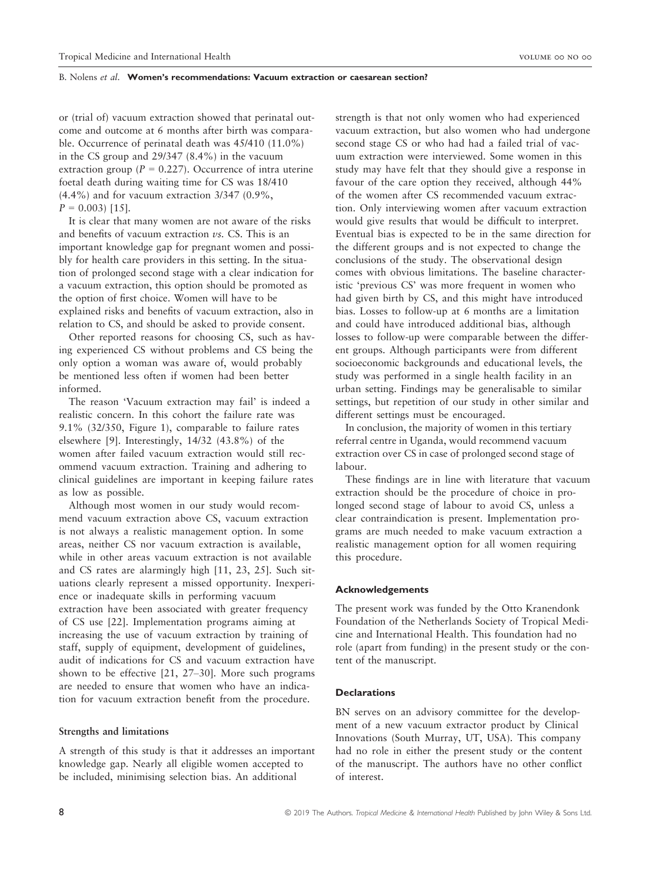or (trial of) vacuum extraction showed that perinatal outcome and outcome at 6 months after birth was comparable. Occurrence of perinatal death was 45/410 (11.0%) in the CS group and 29/347 (8.4%) in the vacuum extraction group ($P = 0.227$). Occurrence of intra uterine foetal death during waiting time for CS was 18/410 (4.4%) and for vacuum extraction 3/347 (0.9%, $P = 0.003$) [15].

It is clear that many women are not aware of the risks and benefits of vacuum extraction *vs.* CS. This is an important knowledge gap for pregnant women and possibly for health care providers in this setting. In the situation of prolonged second stage with a clear indication for a vacuum extraction, this option should be promoted as the option of first choice. Women will have to be explained risks and benefits of vacuum extraction, also in relation to CS, and should be asked to provide consent.

Other reported reasons for choosing CS, such as having experienced CS without problems and CS being the only option a woman was aware of, would probably be mentioned less often if women had been better informed.

The reason 'Vacuum extraction may fail' is indeed a realistic concern. In this cohort the failure rate was 9.1% (32/350, Figure 1), comparable to failure rates elsewhere [9]. Interestingly, 14/32 (43.8%) of the women after failed vacuum extraction would still recommend vacuum extraction. Training and adhering to clinical guidelines are important in keeping failure rates as low as possible.

Although most women in our study would recommend vacuum extraction above CS, vacuum extraction is not always a realistic management option. In some areas, neither CS nor vacuum extraction is available, while in other areas vacuum extraction is not available and CS rates are alarmingly high [11, 23, 25]. Such situations clearly represent a missed opportunity. Inexperience or inadequate skills in performing vacuum extraction have been associated with greater frequency of CS use [22]. Implementation programs aiming at increasing the use of vacuum extraction by training of staff, supply of equipment, development of guidelines, audit of indications for CS and vacuum extraction have shown to be effective [21, 27–30]. More such programs are needed to ensure that women who have an indication for vacuum extraction benefit from the procedure.

### Strengths and limitations

A strength of this study is that it addresses an important knowledge gap. Nearly all eligible women accepted to be included, minimising selection bias. An additional strength is that not only women who had experienced vacuum extraction, but also women who had undergone second stage CS or who had had a failed trial of vacuum extraction were interviewed. Some women in this study may have felt that they should give a response in favour of the care option they received, although 44% of the women after CS recommended vacuum extraction. Only interviewing women after vacuum extraction would give results that would be difficult to interpret. Eventual bias is expected to be in the same direction for the different groups and is not expected to change the conclusions of the study. The observational design comes with obvious limitations. The baseline characteristic 'previous CS' was more frequent in women who had given birth by CS, and this might have introduced bias. Losses to follow-up at 6 months are a limitation and could have introduced additional bias, although losses to follow-up were comparable between the different groups. Although participants were from different socioeconomic backgrounds and educational levels, the study was performed in a single health facility in an urban setting. Findings may be generalisable to similar settings, but repetition of our study in other similar and different settings must be encouraged.

In conclusion, the majority of women in this tertiary referral centre in Uganda, would recommend vacuum extraction over CS in case of prolonged second stage of labour.

These findings are in line with literature that vacuum extraction should be the procedure of choice in prolonged second stage of labour to avoid CS, unless a clear contraindication is present. Implementation programs are much needed to make vacuum extraction a realistic management option for all women requiring this procedure.

## Acknowledgements

The present work was funded by the Otto Kranendonk Foundation of the Netherlands Society of Tropical Medicine and International Health. This foundation had no role (apart from funding) in the present study or the content of the manuscript.

## Declarations

BN serves on an advisory committee for the development of a new vacuum extractor product by Clinical Innovations (South Murray, UT, USA). This company had no role in either the present study or the content of the manuscript. The authors have no other conflict of interest.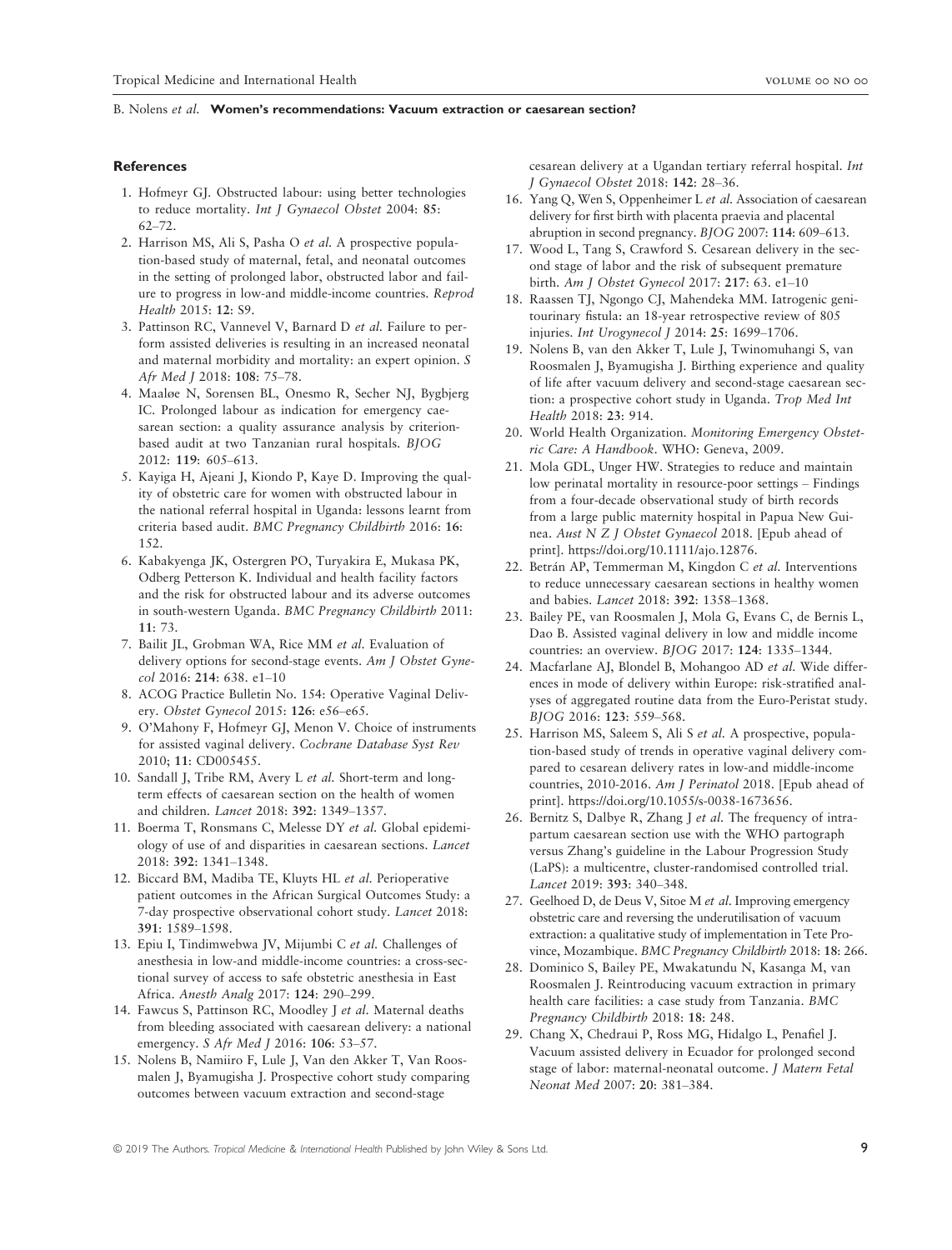## References

1. Hofmeyr GJ. Obstructed labour: using better technologies to reduce mortality. *Int J Gynaecol Obstet* 2004: **85**: 62–72.
2. Harrison MS, Ali S, Pasha O *et al*. A prospective population-based study of maternal, fetal, and neonatal outcomes in the setting of prolonged labor, obstructed labor and failure to progress in low-and middle-income countries. *Reprod Health* 2015: **12**: S9.
3. Pattinson RC, Vannevel V, Barnard D *et al*. Failure to perform assisted deliveries is resulting in an increased neonatal and maternal morbidity and mortality: an expert opinion. *S Afr Med J* 2018: **108**: 75–78.
4. Maaløe N, Sorensen BL, Onesmo R, Secher NJ, Bygbjerg IC. Prolonged labour as indication for emergency caesarean section: a quality assurance analysis by criterion-based audit at two Tanzanian rural hospitals. *BJOG* 2012: **119**: 605–613.
5. Kayiga H, Ajeani J, Kiondo P, Kaye D. Improving the quality of obstetric care for women with obstructed labour in the national referral hospital in Uganda: lessons learnt from criteria based audit. *BMC Pregnancy Childbirth* 2016: **16**: 152.
6. Kabakyenga JK, Ostergren PO, Turyakira E, Mukasa PK, Odberg Petterson K. Individual and health facility factors and the risk for obstructed labour and its adverse outcomes in south-western Uganda. *BMC Pregnancy Childbirth* 2011: **11**: 73.
7. Bailit JL, Grobman WA, Rice MM *et al*. Evaluation of delivery options for second-stage events. *Am J Obstet Gynecol* 2016: **214**: 638. e1–10
8. ACOG Practice Bulletin No. 154: Operative Vaginal Delivery. *Obstet Gynecol* 2015: **126**: e56–e65.
9. O'Mahony F, Hofmeyr GJ, Menon V. Choice of instruments for assisted vaginal delivery. *Cochrane Database Syst Rev* 2010; **11**: CD005455.
10. Sandall J, Tribe RM, Avery L *et al*. Short-term and long-term effects of caesarean section on the health of women and children. *Lancet* 2018: **392**: 1349–1357.
11. Boerma T, Ronsmans C, Melesse DY *et al*. Global epidemiology of use of and disparities in caesarean sections. *Lancet* 2018: **392**: 1341–1348.
12. Biccard BM, Madiba TE, Kluyts HL *et al*. Perioperative patient outcomes in the African Surgical Outcomes Study: a 7-day prospective observational cohort study. *Lancet* 2018: **391**: 1589–1598.
13. Epiu I, Tindimwebwa JV, Mijumbi C *et al*. Challenges of anesthesia in low-and middle-income countries: a cross-sectional survey of access to safe obstetric anesthesia in East Africa. *Anesth Analg* 2017: **124**: 290–299.
14. Fawcus S, Pattinson RC, Moodley J *et al*. Maternal deaths from bleeding associated with caesarean delivery: a national emergency. *S Afr Med J* 2016: **106**: 53–57.
15. Nolens B, Namiiro F, Lule J, Van den Akker T, Van Roosmalen J, Byamugisha J. Prospective cohort study comparing outcomes between vacuum extraction and second-stage cesarean delivery at a Ugandan tertiary referral hospital. *Int J Gynaecol Obstet* 2018: **142**: 28–36.
16. Yang Q, Wen S, Oppenheimer L *et al*. Association of caesarean delivery for first birth with placenta praevia and placental abruption in second pregnancy. *BJOG* 2007: **114**: 609–613.
17. Wood L, Tang S, Crawford S. Cesarean delivery in the second stage of labor and the risk of subsequent premature birth. *Am J Obstet Gynecol* 2017: **217**: 63. e1–10
18. Raassen TJ, Ngongo CJ, Mahendeka MM. Iatrogenic genitourinary fistula: an 18-year retrospective review of 805 injuries. *Int Urogynecol J* 2014: **25**: 1699–1706.
19. Nolens B, van den Akker T, Lule J, Twinomuhangi S, van Roosmalen J, Byamugisha J. Birthing experience and quality of life after vacuum delivery and second-stage caesarean section: a prospective cohort study in Uganda. *Trop Med Int Health* 2018: **23**: 914.
20. World Health Organization. *Monitoring Emergency Obstetric Care: A Handbook*. WHO: Geneva, 2009.
21. Mola GDL, Unger HW. Strategies to reduce and maintain low perinatal mortality in resource-poor settings – Findings from a four-decade observational study of birth records from a large public maternity hospital in Papua New Guinea. *Aust N Z J Obstet Gynaecol* 2018. [Epub ahead of print]. https://doi.org/10.1111/ajo.12876.
22. Betrán AP, Temmerman M, Kingdon C *et al*. Interventions to reduce unnecessary caesarean sections in healthy women and babies. *Lancet* 2018: **392**: 1358–1368.
23. Bailey PE, van Roosmalen J, Mola G, Evans C, de Bernis L, Dao B. Assisted vaginal delivery in low and middle income countries: an overview. *BJOG* 2017: **124**: 1335–1344.
24. Macfarlane AJ, Blondel B, Mohangoo AD *et al*. Wide differences in mode of delivery within Europe: risk-stratified analyses of aggregated routine data from the Euro-Peristat study. *BJOG* 2016: **123**: 559–568.
25. Harrison MS, Saleem S, Ali S *et al*. A prospective, population-based study of trends in operative vaginal delivery compared to cesarean delivery rates in low-and middle-income countries, 2010-2016. *Am J Perinatol* 2018. [Epub ahead of print]. https://doi.org/10.1055/s-0038-1673656.
26. Bernitz S, Dalbye R, Zhang J *et al*. The frequency of intrapartum caesarean section use with the WHO partograph versus Zhang's guideline in the Labour Progression Study (LaPS): a multicentre, cluster-randomised controlled trial. *Lancet* 2019: **393**: 340–348.
27. Geelhoed D, de Deus V, Sitoe M *et al*. Improving emergency obstetric care and reversing the underutilisation of vacuum extraction: a qualitative study of implementation in Tete Province, Mozambique. *BMC Pregnancy Childbirth* 2018: **18**: 266.
28. Dominico S, Bailey PE, Mwakatundu N, Kasanga M, van Roosmalen J. Reintroducing vacuum extraction in primary health care facilities: a case study from Tanzania. *BMC Pregnancy Childbirth* 2018: **18**: 248.
29. Chang X, Chedraui P, Ross MG, Hidalgo L, Penafiel J. Vacuum assisted delivery in Ecuador for prolonged second stage of labor: maternal-neonatal outcome. *J Matern Fetal Neonat Med* 2007: **20**: 381–384.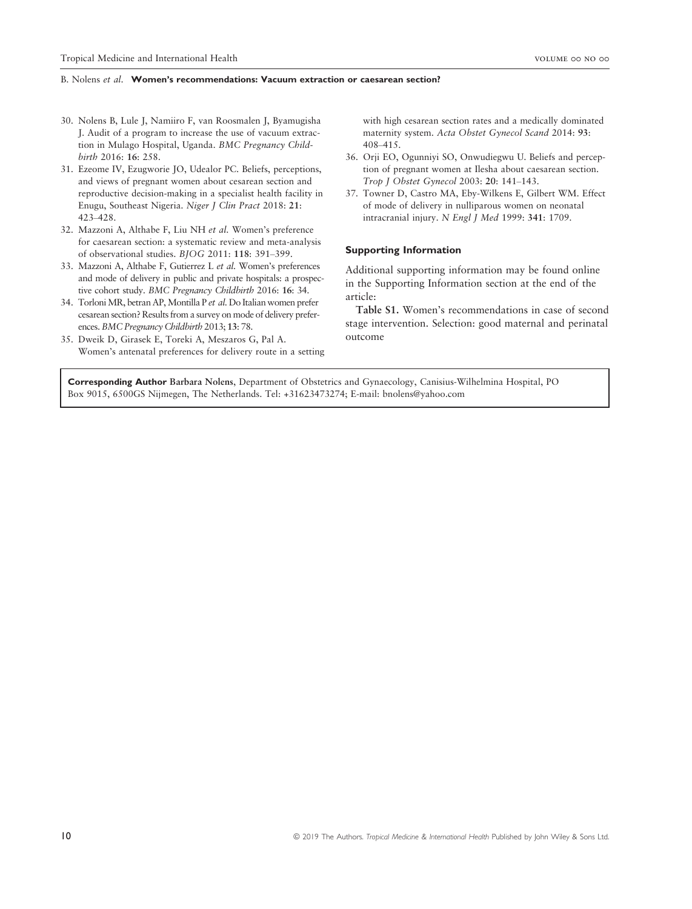30. Nolens B, Lule J, Namiiro F, van Roosmalen J, Byamugisha J. Audit of a program to increase the use of vacuum extraction in Mulago Hospital, Uganda. *BMC Pregnancy Childbirth* 2016: **16**: 258.
31. Ezeome IV, Ezugworie JO, Udealor PC. Beliefs, perceptions, and views of pregnant women about cesarean section and reproductive decision-making in a specialist health facility in Enugu, Southeast Nigeria. *Niger J Clin Pract* 2018: **21**: 423–428.
32. Mazzoni A, Althabe F, Liu NH *et al*. Women's preference for caesarean section: a systematic review and meta-analysis of observational studies. *BJOG* 2011: **118**: 391–399.
33. Mazzoni A, Althabe F, Gutierrez L *et al*. Women's preferences and mode of delivery in public and private hospitals: a prospective cohort study. *BMC Pregnancy Childbirth* 2016: **16**: 34.
34. Torloni MR, betran AP, Montilla P *et al*. Do Italian women prefer cesarean section? Results from a survey on mode of delivery preferences. *BMC Pregnancy Childbirth* 2013; **13**: 78.
35. Dweik D, Girasek E, Toreki A, Meszaros G, Pal A. Women's antenatal preferences for delivery route in a setting with high cesarean section rates and a medically dominated maternity system. *Acta Obstet Gynecol Scand* 2014: **93**: 408–415.
36. Orji EO, Ogunniyi SO, Onwudiegwu U. Beliefs and perception of pregnant women at Ilesha about caesarean section. *Trop J Obstet Gynecol* 2003: **20**: 141–143.
37. Towner D, Castro MA, Eby-Wilkens E, Gilbert WM. Effect of mode of delivery in nulliparous women on neonatal intracranial injury. *N Engl J Med* 1999: **341**: 1709.

### Supporting Information

Additional supporting information may be found online in the Supporting Information section at the end of the article:

**Table S1.** Women's recommendations in case of second stage intervention. Selection: good maternal and perinatal outcome

**Corresponding Author** Barbara Nolens, Department of Obstetrics and Gynaecology, Canisius-Wilhelmina Hospital, PO Box 9015, 6500GS Nijmegen, The Netherlands. Tel: +31623473274; E-mail: bnolens@yahoo.com